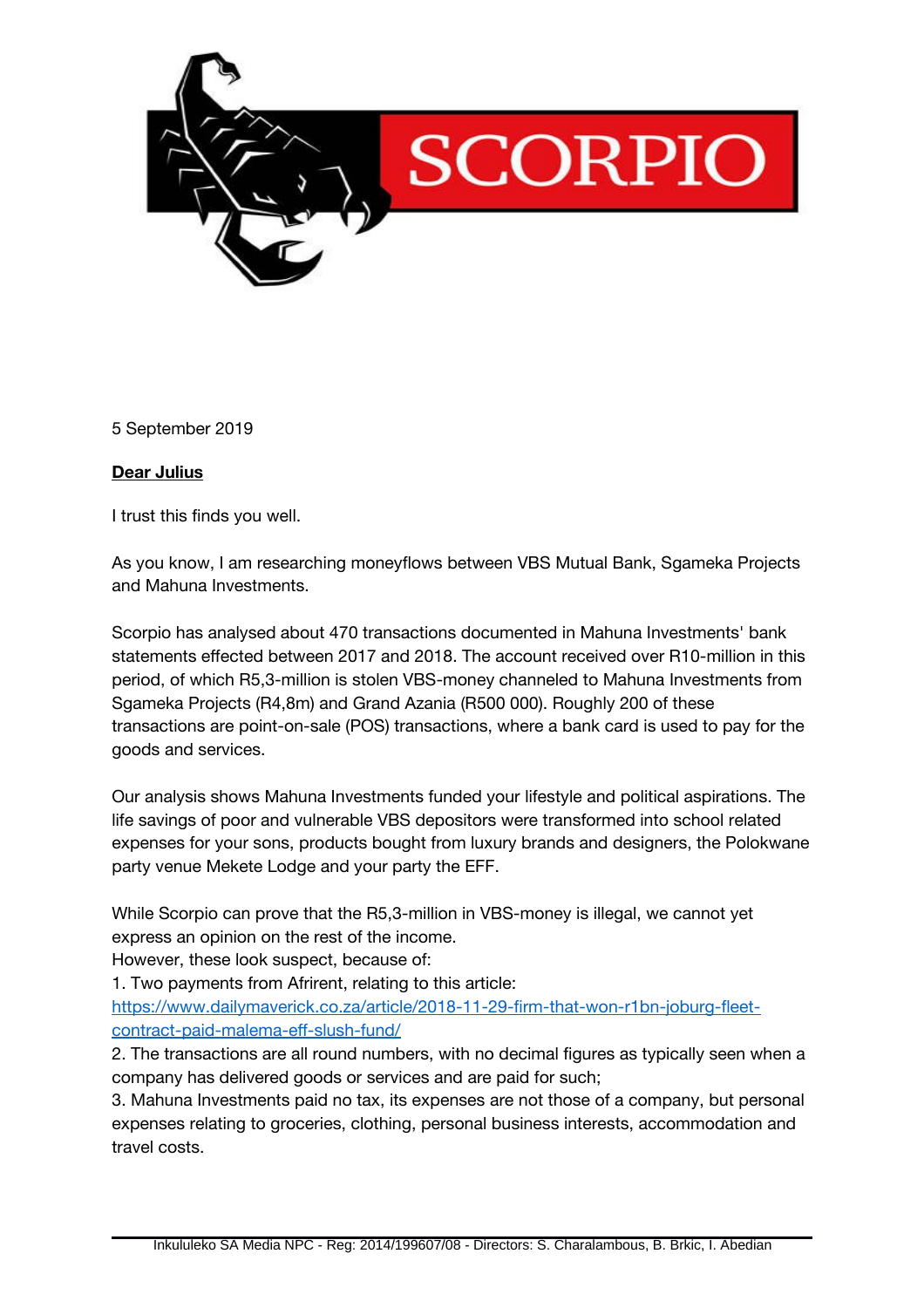SCORPIO

5 September 2019

**Dear Julius**

I trust this finds you well.

As you know, I am researching moneyflows between VBS Mutual Bank, Sgameka Projects and Mahuna Investments.

Scorpio has analysed about 470 transactions documented in Mahuna Investments' bank statements effected between 2017 and 2018. The account received over R10-million in this period, of which R5,3-million is stolen VBS-money channeled to Mahuna Investments from Sgameka Projects (R4,8m) and Grand Azania (R500 000). Roughly 200 of these transactions are point-on-sale (POS) transactions, where a bank card is used to pay for the goods and services.

Our analysis shows Mahuna Investments funded your lifestyle and political aspirations. The life savings of poor and vulnerable VBS depositors were transformed into school related expenses for your sons, products bought from luxury brands and designers, the Polokwane party venue Mekete Lodge and your party the EFF.

While Scorpio can prove that the R5,3-million in VBS-money is illegal, we cannot yet express an opinion on the rest of the income.
However, these look suspect, because of:
1. Two payments from Afrirent, relating to this article: [https://www.dailymaverick.co.za/article/2018-11-29-firm-that-won-r1bn-joburg-fleet-contract-paid-malema-eff-slush-fund/](https://www.dailymaverick.co.za/article/2018-11-29-firm-that-won-r1bn-joburg-fleet-contract-paid-malema-eff-slush-fund/)
2. The transactions are all round numbers, with no decimal figures as typically seen when a company has delivered goods or services and are paid for such;
3. Mahuna Investments paid no tax, its expenses are not those of a company, but personal expenses relating to groceries, clothing, personal business interests, accommodation and travel costs.

Inkululeko SA Media NPC - Reg: 2014/199607/08 - Directors: S. Charalambous, B. Brkic, I. Abedian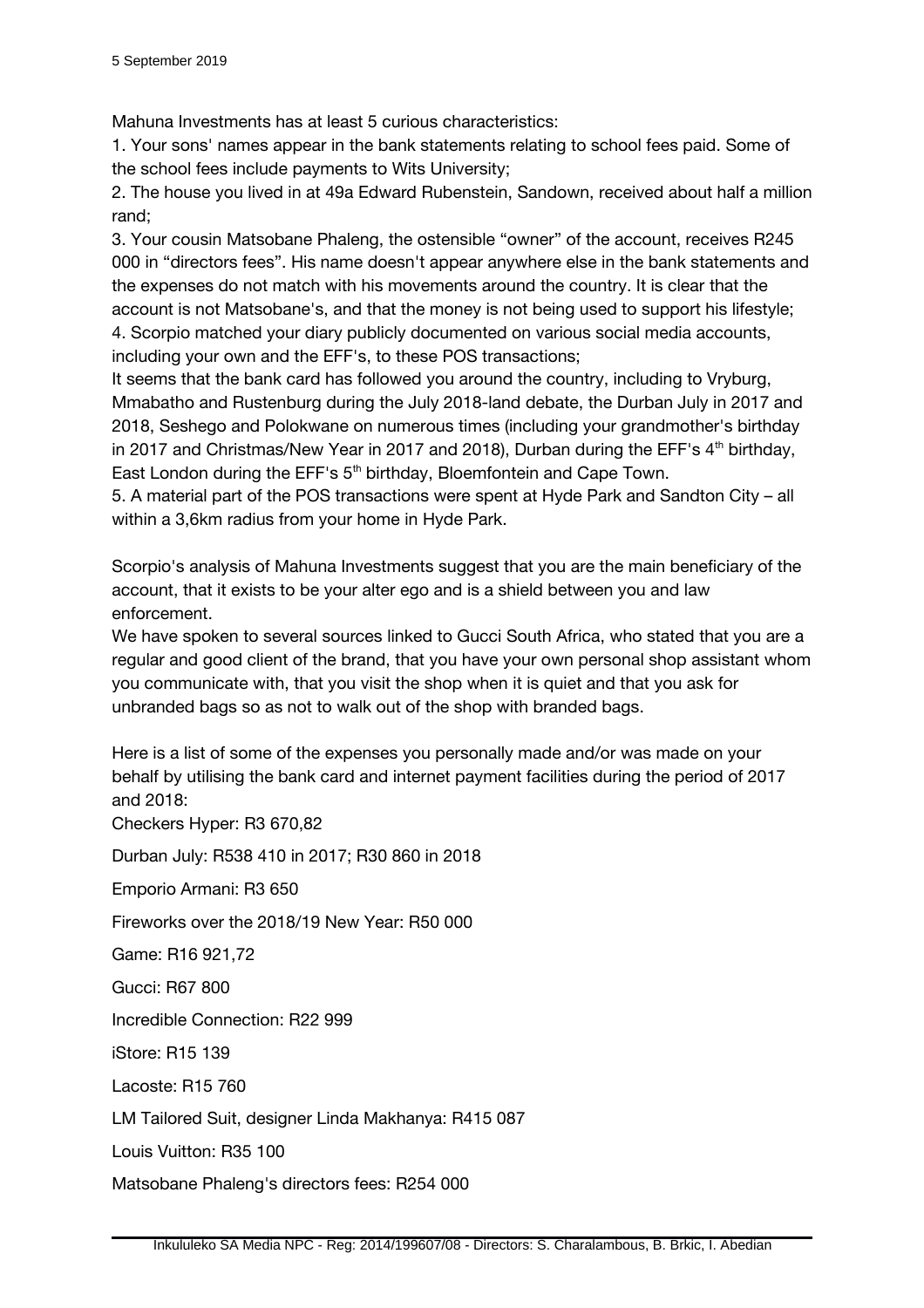5 September 2019

Mahuna Investments has at least 5 curious characteristics:

1. Your sons' names appear in the bank statements relating to school fees paid. Some of the school fees include payments to Wits University;
2. The house you lived in at 49a Edward Rubenstein, Sandown, received about half a million rand;
3. Your cousin Matsobane Phaleng, the ostensible "owner" of the account, receives R245 000 in "directors fees". His name doesn't appear anywhere else in the bank statements and the expenses do not match with his movements around the country. It is clear that the account is not Matsobane's, and that the money is not being used to support his lifestyle;
4. Scorpio matched your diary publicly documented on various social media accounts, including your own and the EFF's, to these POS transactions;

It seems that the bank card has followed you around the country, including to Vryburg, Mmabatho and Rustenburg during the July 2018-land debate, the Durban July in 2017 and 2018, Seshego and Polokwane on numerous times (including your grandmother's birthday in 2017 and Christmas/New Year in 2017 and 2018), Durban during the EFF's 4th birthday, East London during the EFF's 5th birthday, Bloemfontein and Cape Town.

5. A material part of the POS transactions were spent at Hyde Park and Sandton City – all within a 3,6km radius from your home in Hyde Park.

Scorpio's analysis of Mahuna Investments suggest that you are the main beneficiary of the account, that it exists to be your alter ego and is a shield between you and law enforcement.

We have spoken to several sources linked to Gucci South Africa, who stated that you are a regular and good client of the brand, that you have your own personal shop assistant whom you communicate with, that you visit the shop when it is quiet and that you ask for unbranded bags so as not to walk out of the shop with branded bags.

Here is a list of some of the expenses you personally made and/or was made on your behalf by utilising the bank card and internet payment facilities during the period of 2017 and 2018:

Checkers Hyper: R3 670,82

Durban July: R538 410 in 2017; R30 860 in 2018

Emporio Armani: R3 650

Fireworks over the 2018/19 New Year: R50 000

Game: R16 921,72

Gucci: R67 800

Incredible Connection: R22 999

iStore: R15 139

Lacoste: R15 760

LM Tailored Suit, designer Linda Makhanya: R415 087

Louis Vuitton: R35 100

Matsobane Phaleng's directors fees: R254 000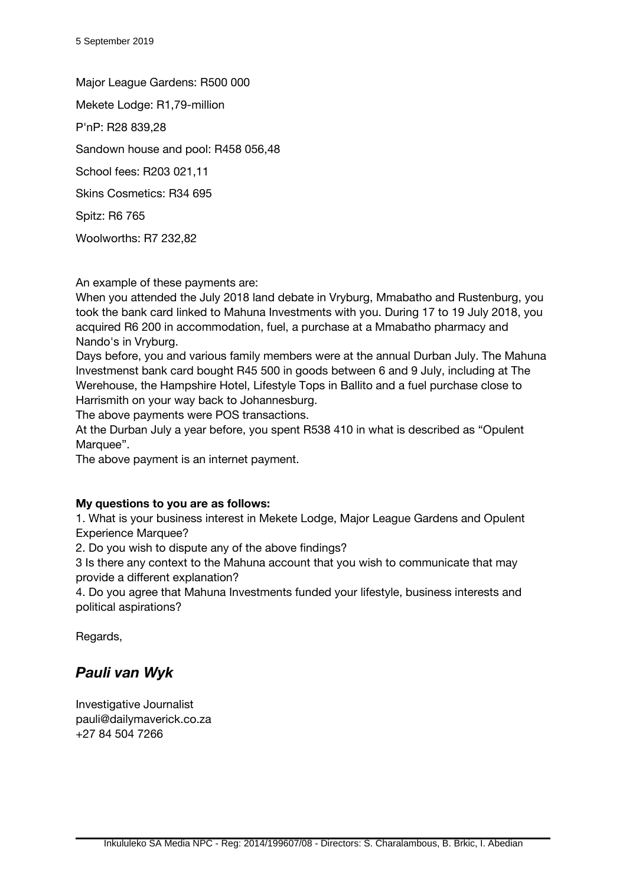5 September 2019

Major League Gardens: R500 000

Mekete Lodge: R1,79-million

P'nP: R28 839,28

Sandown house and pool: R458 056,48

School fees: R203 021,11

Skins Cosmetics: R34 695

Spitz: R6 765

Woolworths: R7 232,82

An example of these payments are:
When you attended the July 2018 land debate in Vryburg, Mmabatho and Rustenburg, you took the bank card linked to Mahuna Investments with you. During 17 to 19 July 2018, you acquired R6 200 in accommodation, fuel, a purchase at a Mmabatho pharmacy and Nando's in Vryburg.
Days before, you and various family members were at the annual Durban July. The Mahuna Investmenst bank card bought R45 500 in goods between 6 and 9 July, including at The Werehouse, the Hampshire Hotel, Lifestyle Tops in Ballito and a fuel purchase close to Harrismith on your way back to Johannesburg.
The above payments were POS transactions.
At the Durban July a year before, you spent R538 410 in what is described as "Opulent Marquee".
The above payment is an internet payment.

**My questions to you are as follows:**
1. What is your business interest in Mekete Lodge, Major League Gardens and Opulent Experience Marquee?
2. Do you wish to dispute any of the above findings?
3 Is there any context to the Mahuna account that you wish to communicate that may provide a different explanation?
4. Do you agree that Mahuna Investments funded your lifestyle, business interests and political aspirations?

Regards,

***Pauli van Wyk***

Investigative Journalist
pauli@dailymaverick.co.za
+27 84 504 7266

Inkululeko SA Media NPC - Reg: 2014/199607/08 - Directors: S. Charalambous, B. Brkic, I. Abedian